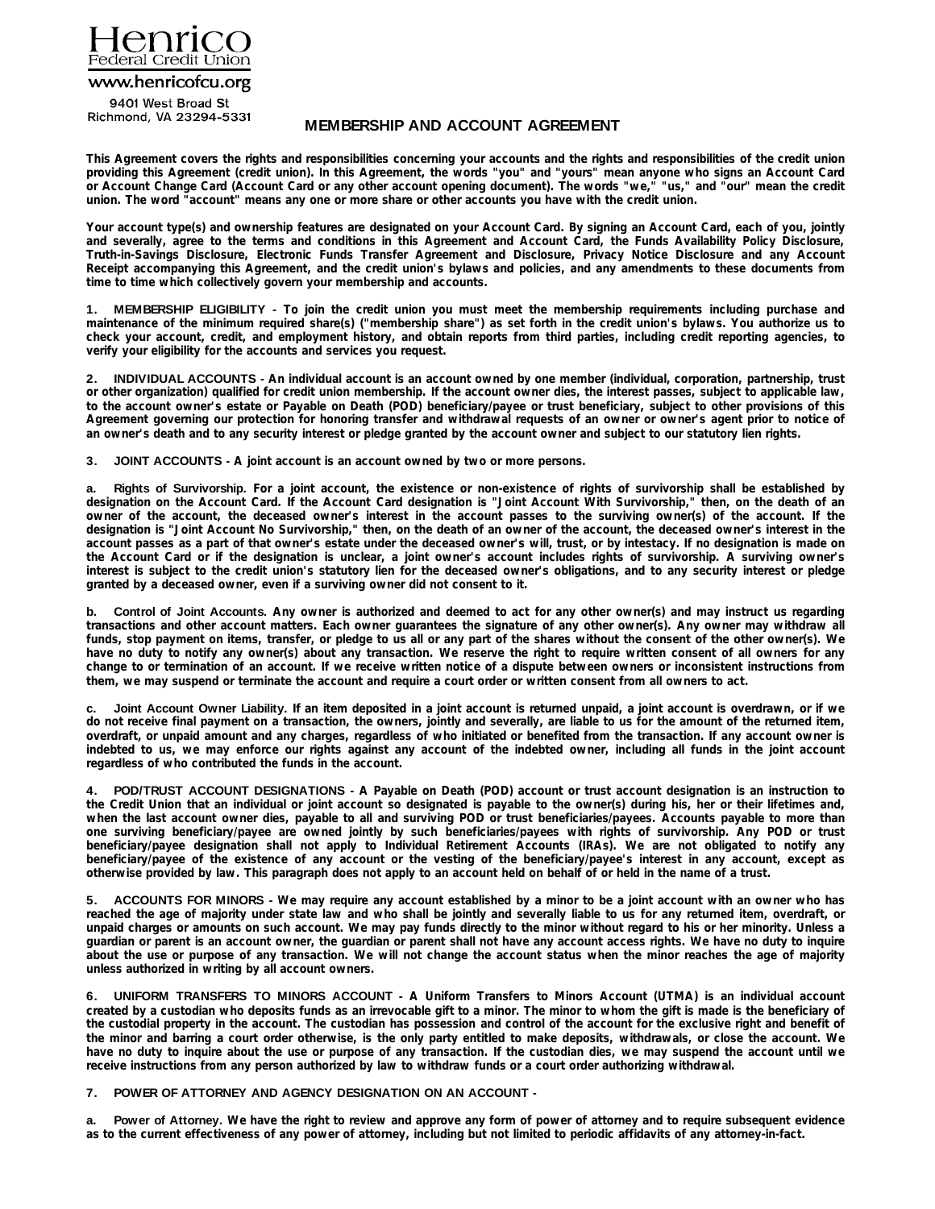Henrico
Federal Credit Union
www.henricofcu.org
9401 West Broad St
Richmond, VA 23294-5331

# MEMBERSHIP AND ACCOUNT AGREEMENT

**This Agreement covers the rights and responsibilities concerning your accounts and the rights and responsibilities of the credit union providing this Agreement (credit union). In this Agreement, the words "you" and "yours" mean anyone who signs an Account Card or Account Change Card (Account Card or any other account opening document). The words "we," "us," and "our" mean the credit union. The word "account" means any one or more share or other accounts you have with the credit union.**

**Your account type(s) and ownership features are designated on your Account Card. By signing an Account Card, each of you, jointly and severally, agree to the terms and conditions in this Agreement and Account Card, the Funds Availability Policy Disclosure, Truth-in-Savings Disclosure, Electronic Funds Transfer Agreement and Disclosure, Privacy Notice Disclosure and any Account Receipt accompanying this Agreement, and the credit union's bylaws and policies, and any amendments to these documents from time to time which collectively govern your membership and accounts.**

**1. MEMBERSHIP ELIGIBILITY - To join the credit union you must meet the membership requirements including purchase and maintenance of the minimum required share(s) ("membership share") as set forth in the credit union's bylaws. You authorize us to check your account, credit, and employment history, and obtain reports from third parties, including credit reporting agencies, to verify your eligibility for the accounts and services you request.**

**2. INDIVIDUAL ACCOUNTS - An individual account is an account owned by one member (individual, corporation, partnership, trust or other organization) qualified for credit union membership. If the account owner dies, the interest passes, subject to applicable law, to the account owner's estate or Payable on Death (POD) beneficiary/payee or trust beneficiary, subject to other provisions of this Agreement governing our protection for honoring transfer and withdrawal requests of an owner or owner's agent prior to notice of an owner's death and to any security interest or pledge granted by the account owner and subject to our statutory lien rights.**

**3. JOINT ACCOUNTS - A joint account is an account owned by two or more persons.**

**a. Rights of Survivorship. For a joint account, the existence or non-existence of rights of survivorship shall be established by designation on the Account Card. If the Account Card designation is "Joint Account With Survivorship," then, on the death of an owner of the account, the deceased owner's interest in the account passes to the surviving owner(s) of the account. If the designation is "Joint Account No Survivorship," then, on the death of an owner of the account, the deceased owner's interest in the account passes as a part of that owner's estate under the deceased owner's will, trust, or by intestacy. If no designation is made on the Account Card or if the designation is unclear, a joint owner's account includes rights of survivorship. A surviving owner's interest is subject to the credit union's statutory lien for the deceased owner's obligations, and to any security interest or pledge granted by a deceased owner, even if a surviving owner did not consent to it.**

**b. Control of Joint Accounts. Any owner is authorized and deemed to act for any other owner(s) and may instruct us regarding transactions and other account matters. Each owner guarantees the signature of any other owner(s). Any owner may withdraw all funds, stop payment on items, transfer, or pledge to us all or any part of the shares without the consent of the other owner(s). We have no duty to notify any owner(s) about any transaction. We reserve the right to require written consent of all owners for any change to or termination of an account. If we receive written notice of a dispute between owners or inconsistent instructions from them, we may suspend or terminate the account and require a court order or written consent from all owners to act.**

**c. Joint Account Owner Liability. If an item deposited in a joint account is returned unpaid, a joint account is overdrawn, or if we do not receive final payment on a transaction, the owners, jointly and severally, are liable to us for the amount of the returned item, overdraft, or unpaid amount and any charges, regardless of who initiated or benefited from the transaction. If any account owner is indebted to us, we may enforce our rights against any account of the indebted owner, including all funds in the joint account regardless of who contributed the funds in the account.**

**4. POD/TRUST ACCOUNT DESIGNATIONS - A Payable on Death (POD) account or trust account designation is an instruction to the Credit Union that an individual or joint account so designated is payable to the owner(s) during his, her or their lifetimes and, when the last account owner dies, payable to all and surviving POD or trust beneficiaries/payees. Accounts payable to more than one surviving beneficiary/payee are owned jointly by such beneficiaries/payees with rights of survivorship. Any POD or trust beneficiary/payee designation shall not apply to Individual Retirement Accounts (IRAs). We are not obligated to notify any beneficiary/payee of the existence of any account or the vesting of the beneficiary/payee's interest in any account, except as otherwise provided by law. This paragraph does not apply to an account held on behalf of or held in the name of a trust.**

**5. ACCOUNTS FOR MINORS - We may require any account established by a minor to be a joint account with an owner who has reached the age of majority under state law and who shall be jointly and severally liable to us for any returned item, overdraft, or unpaid charges or amounts on such account. We may pay funds directly to the minor without regard to his or her minority. Unless a guardian or parent is an account owner, the guardian or parent shall not have any account access rights. We have no duty to inquire about the use or purpose of any transaction. We will not change the account status when the minor reaches the age of majority unless authorized in writing by all account owners.**

**6. UNIFORM TRANSFERS TO MINORS ACCOUNT - A Uniform Transfers to Minors Account (UTMA) is an individual account created by a custodian who deposits funds as an irrevocable gift to a minor. The minor to whom the gift is made is the beneficiary of the custodial property in the account. The custodian has possession and control of the account for the exclusive right and benefit of the minor and barring a court order otherwise, is the only party entitled to make deposits, withdrawals, or close the account. We have no duty to inquire about the use or purpose of any transaction. If the custodian dies, we may suspend the account until we receive instructions from any person authorized by law to withdraw funds or a court order authorizing withdrawal.**

**7. POWER OF ATTORNEY AND AGENCY DESIGNATION ON AN ACCOUNT -**

**a. Power of Attorney. We have the right to review and approve any form of power of attorney and to require subsequent evidence as to the current effectiveness of any power of attorney, including but not limited to periodic affidavits of any attorney-in-fact.**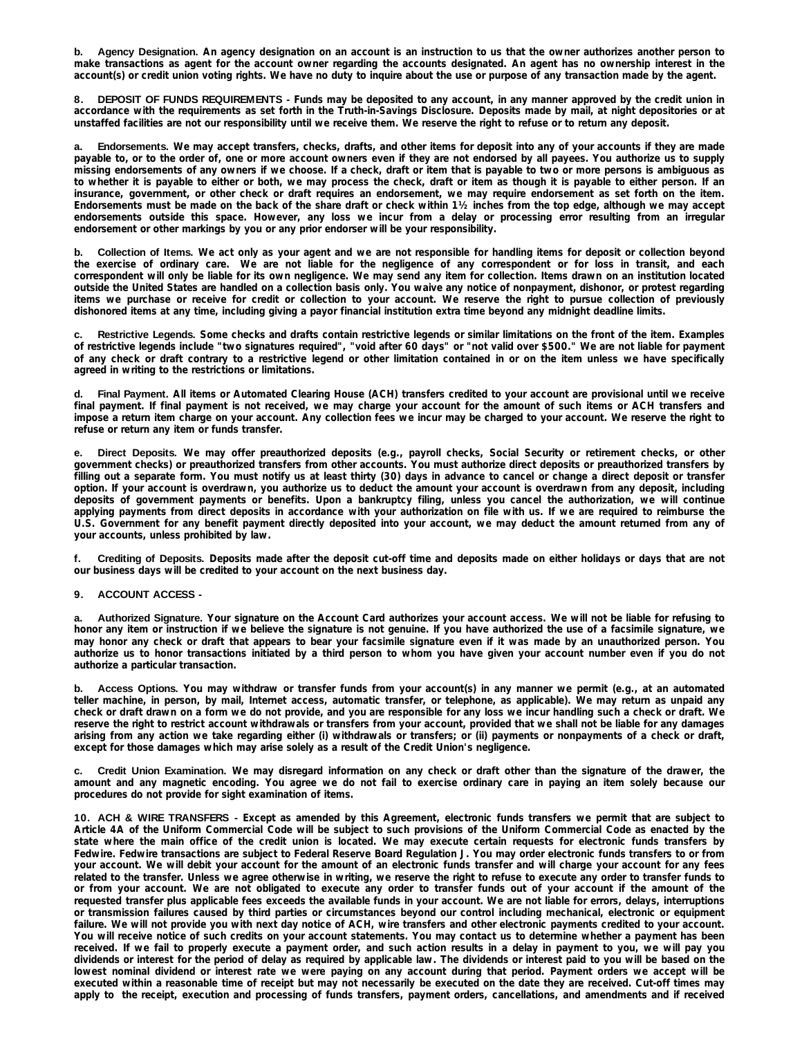**b. Agency Designation.** An agency designation on an account is an instruction to us that the owner authorizes another person to make transactions as agent for the account owner regarding the accounts designated. An agent has no ownership interest in the account(s) or credit union voting rights. We have no duty to inquire about the use or purpose of any transaction made by the agent.

**8. DEPOSIT OF FUNDS REQUIREMENTS -** Funds may be deposited to any account, in any manner approved by the credit union in accordance with the requirements as set forth in the Truth-in-Savings Disclosure. Deposits made by mail, at night depositories or at unstaffed facilities are not our responsibility until we receive them. We reserve the right to refuse or to return any deposit.

**a. Endorsements.** We may accept transfers, checks, drafts, and other items for deposit into any of your accounts if they are made payable to, or to the order of, one or more account owners even if they are not endorsed by all payees. You authorize us to supply missing endorsements of any owners if we choose. If a check, draft or item that is payable to two or more persons is ambiguous as to whether it is payable to either or both, we may process the check, draft or item as though it is payable to either person. If an insurance, government, or other check or draft requires an endorsement, we may require endorsement as set forth on the item. Endorsements must be made on the back of the share draft or check within 1½ inches from the top edge, although we may accept endorsements outside this space. However, any loss we incur from a delay or processing error resulting from an irregular endorsement or other markings by you or any prior endorser will be your responsibility.

**b. Collection of Items.** We act only as your agent and we are not responsible for handling items for deposit or collection beyond the exercise of ordinary care. We are not liable for the negligence of any correspondent or for loss in transit, and each correspondent will only be liable for its own negligence. We may send any item for collection. Items drawn on an institution located outside the United States are handled on a collection basis only. You waive any notice of nonpayment, dishonor, or protest regarding items we purchase or receive for credit or collection to your account. We reserve the right to pursue collection of previously dishonored items at any time, including giving a payor financial institution extra time beyond any midnight deadline limits.

**c. Restrictive Legends.** Some checks and drafts contain restrictive legends or similar limitations on the front of the item. Examples of restrictive legends include "two signatures required", "void after 60 days" or "not valid over $500." We are not liable for payment of any check or draft contrary to a restrictive legend or other limitation contained in or on the item unless we have specifically agreed in writing to the restrictions or limitations.

**d. Final Payment.** All items or Automated Clearing House (ACH) transfers credited to your account are provisional until we receive final payment. If final payment is not received, we may charge your account for the amount of such items or ACH transfers and impose a return item charge on your account. Any collection fees we incur may be charged to your account. We reserve the right to refuse or return any item or funds transfer.

**e. Direct Deposits.** We may offer preauthorized deposits (e.g., payroll checks, Social Security or retirement checks, or other government checks) or preauthorized transfers from other accounts. You must authorize direct deposits or preauthorized transfers by filling out a separate form. You must notify us at least thirty (30) days in advance to cancel or change a direct deposit or transfer option. If your account is overdrawn, you authorize us to deduct the amount your account is overdrawn from any deposit, including deposits of government payments or benefits. Upon a bankruptcy filing, unless you cancel the authorization, we will continue applying payments from direct deposits in accordance with your authorization on file with us. If we are required to reimburse the U.S. Government for any benefit payment directly deposited into your account, we may deduct the amount returned from any of your accounts, unless prohibited by law.

**f. Crediting of Deposits.** Deposits made after the deposit cut-off time and deposits made on either holidays or days that are not our business days will be credited to your account on the next business day.

**9. ACCOUNT ACCESS -**

**a. Authorized Signature.** Your signature on the Account Card authorizes your account access. We will not be liable for refusing to honor any item or instruction if we believe the signature is not genuine. If you have authorized the use of a facsimile signature, we may honor any check or draft that appears to bear your facsimile signature even if it was made by an unauthorized person. You authorize us to honor transactions initiated by a third person to whom you have given your account number even if you do not authorize a particular transaction.

**b. Access Options.** You may withdraw or transfer funds from your account(s) in any manner we permit (e.g., at an automated teller machine, in person, by mail, Internet access, automatic transfer, or telephone, as applicable). We may return as unpaid any check or draft drawn on a form we do not provide, and you are responsible for any loss we incur handling such a check or draft. We reserve the right to restrict account withdrawals or transfers from your account, provided that we shall not be liable for any damages arising from any action we take regarding either (i) withdrawals or transfers; or (ii) payments or nonpayments of a check or draft, except for those damages which may arise solely as a result of the Credit Union's negligence.

**c. Credit Union Examination.** We may disregard information on any check or draft other than the signature of the drawer, the amount and any magnetic encoding. You agree we do not fail to exercise ordinary care in paying an item solely because our procedures do not provide for sight examination of items.

**10. ACH & WIRE TRANSFERS -** Except as amended by this Agreement, electronic funds transfers we permit that are subject to Article 4A of the Uniform Commercial Code will be subject to such provisions of the Uniform Commercial Code as enacted by the state where the main office of the credit union is located. We may execute certain requests for electronic funds transfers by Fedwire. Fedwire transactions are subject to Federal Reserve Board Regulation J. You may order electronic funds transfers to or from your account. We will debit your account for the amount of an electronic funds transfer and will charge your account for any fees related to the transfer. Unless we agree otherwise in writing, we reserve the right to refuse to execute any order to transfer funds to or from your account. We are not obligated to execute any order to transfer funds out of your account if the amount of the requested transfer plus applicable fees exceeds the available funds in your account. We are not liable for errors, delays, interruptions or transmission failures caused by third parties or circumstances beyond our control including mechanical, electronic or equipment failure. We will not provide you with next day notice of ACH, wire transfers and other electronic payments credited to your account. You will receive notice of such credits on your account statements. You may contact us to determine whether a payment has been received. If we fail to properly execute a payment order, and such action results in a delay in payment to you, we will pay you dividends or interest for the period of delay as required by applicable law. The dividends or interest paid to you will be based on the lowest nominal dividend or interest rate we were paying on any account during that period. Payment orders we accept will be executed within a reasonable time of receipt but may not necessarily be executed on the date they are received. Cut-off times may apply to the receipt, execution and processing of funds transfers, payment orders, cancellations, and amendments and if received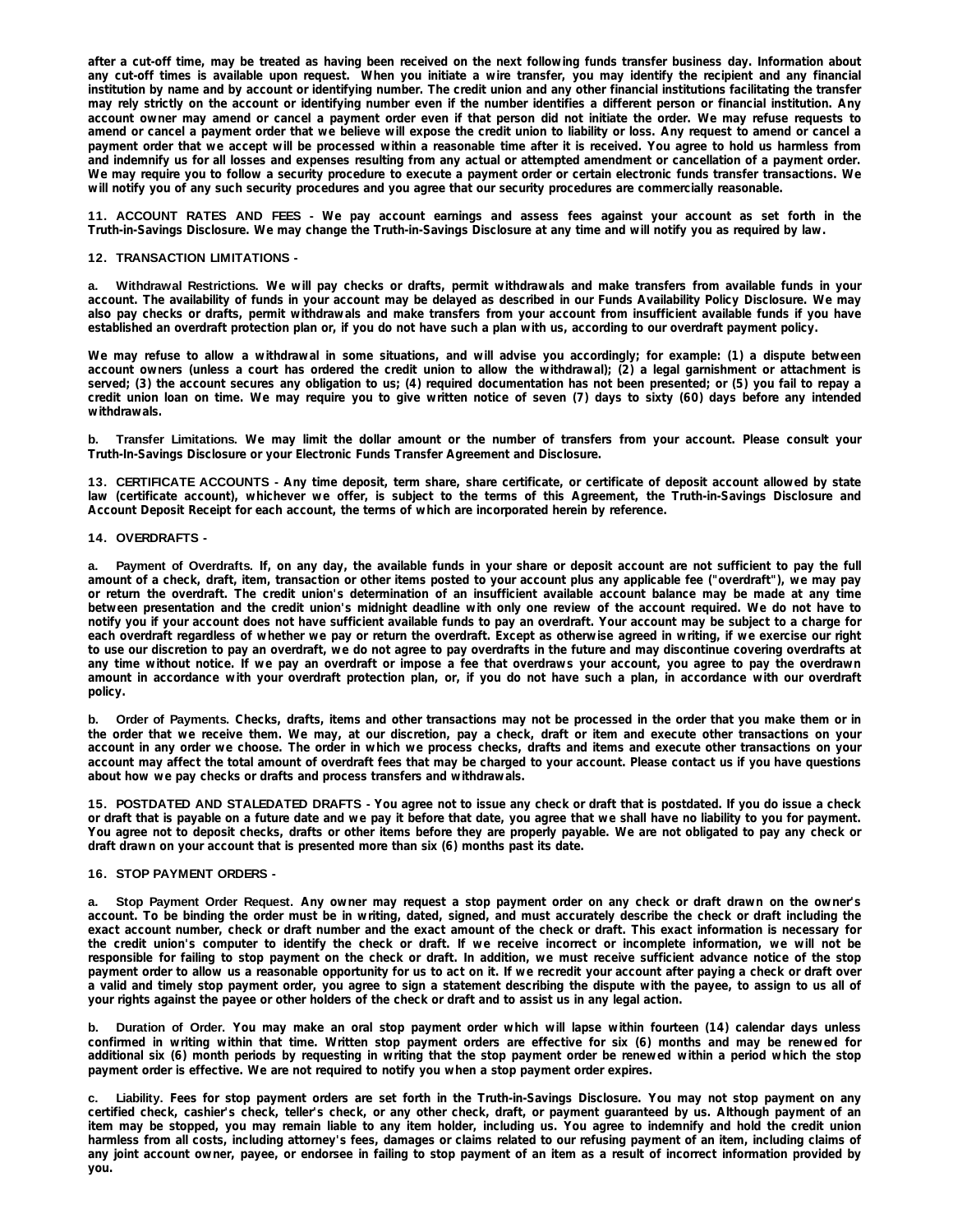after a cut-off time, may be treated as having been received on the next following funds transfer business day. Information about any cut-off times is available upon request. When you initiate a wire transfer, you may identify the recipient and any financial institution by name and by account or identifying number. The credit union and any other financial institutions facilitating the transfer may rely strictly on the account or identifying number even if the number identifies a different person or financial institution. Any account owner may amend or cancel a payment order even if that person did not initiate the order. We may refuse requests to amend or cancel a payment order that we believe will expose the credit union to liability or loss. Any request to amend or cancel a payment order that we accept will be processed within a reasonable time after it is received. You agree to hold us harmless from and indemnify us for all losses and expenses resulting from any actual or attempted amendment or cancellation of a payment order. We may require you to follow a security procedure to execute a payment order or certain electronic funds transfer transactions. We will notify you of any such security procedures and you agree that our security procedures are commercially reasonable.

**11. ACCOUNT RATES AND FEES** - We pay account earnings and assess fees against your account as set forth in the Truth-in-Savings Disclosure. We may change the Truth-in-Savings Disclosure at any time and will notify you as required by law.

**12. TRANSACTION LIMITATIONS -**

**a. Withdrawal Restrictions.** We will pay checks or drafts, permit withdrawals and make transfers from available funds in your account. The availability of funds in your account may be delayed as described in our Funds Availability Policy Disclosure. We may also pay checks or drafts, permit withdrawals and make transfers from your account from insufficient available funds if you have established an overdraft protection plan or, if you do not have such a plan with us, according to our overdraft payment policy.

We may refuse to allow a withdrawal in some situations, and will advise you accordingly; for example: (1) a dispute between account owners (unless a court has ordered the credit union to allow the withdrawal); (2) a legal garnishment or attachment is served; (3) the account secures any obligation to us; (4) required documentation has not been presented; or (5) you fail to repay a credit union loan on time. We may require you to give written notice of seven (7) days to sixty (60) days before any intended withdrawals.

**b. Transfer Limitations.** We may limit the dollar amount or the number of transfers from your account. Please consult your Truth-In-Savings Disclosure or your Electronic Funds Transfer Agreement and Disclosure.

**13. CERTIFICATE ACCOUNTS** - Any time deposit, term share, share certificate, or certificate of deposit account allowed by state law (certificate account), whichever we offer, is subject to the terms of this Agreement, the Truth-in-Savings Disclosure and Account Deposit Receipt for each account, the terms of which are incorporated herein by reference.

**14. OVERDRAFTS -**

**a. Payment of Overdrafts.** If, on any day, the available funds in your share or deposit account are not sufficient to pay the full amount of a check, draft, item, transaction or other items posted to your account plus any applicable fee ("overdraft"), we may pay or return the overdraft. The credit union's determination of an insufficient available account balance may be made at any time between presentation and the credit union's midnight deadline with only one review of the account required. We do not have to notify you if your account does not have sufficient available funds to pay an overdraft. Your account may be subject to a charge for each overdraft regardless of whether we pay or return the overdraft. Except as otherwise agreed in writing, if we exercise our right to use our discretion to pay an overdraft, we do not agree to pay overdrafts in the future and may discontinue covering overdrafts at any time without notice. If we pay an overdraft or impose a fee that overdraws your account, you agree to pay the overdrawn amount in accordance with your overdraft protection plan, or, if you do not have such a plan, in accordance with our overdraft policy.

**b. Order of Payments.** Checks, drafts, items and other transactions may not be processed in the order that you make them or in the order that we receive them. We may, at our discretion, pay a check, draft or item and execute other transactions on your account in any order we choose. The order in which we process checks, drafts and items and execute other transactions on your account may affect the total amount of overdraft fees that may be charged to your account. Please contact us if you have questions about how we pay checks or drafts and process transfers and withdrawals.

**15. POSTDATED AND STALEDATED DRAFTS** - You agree not to issue any check or draft that is postdated. If you do issue a check or draft that is payable on a future date and we pay it before that date, you agree that we shall have no liability to you for payment. You agree not to deposit checks, drafts or other items before they are properly payable. We are not obligated to pay any check or draft drawn on your account that is presented more than six (6) months past its date.

**16. STOP PAYMENT ORDERS -**

**a. Stop Payment Order Request.** Any owner may request a stop payment order on any check or draft drawn on the owner's account. To be binding the order must be in writing, dated, signed, and must accurately describe the check or draft including the exact account number, check or draft number and the exact amount of the check or draft. This exact information is necessary for the credit union's computer to identify the check or draft. If we receive incorrect or incomplete information, we will not be responsible for failing to stop payment on the check or draft. In addition, we must receive sufficient advance notice of the stop payment order to allow us a reasonable opportunity for us to act on it. If we recredit your account after paying a check or draft over a valid and timely stop payment order, you agree to sign a statement describing the dispute with the payee, to assign to us all of your rights against the payee or other holders of the check or draft and to assist us in any legal action.

**b. Duration of Order.** You may make an oral stop payment order which will lapse within fourteen (14) calendar days unless confirmed in writing within that time. Written stop payment orders are effective for six (6) months and may be renewed for additional six (6) month periods by requesting in writing that the stop payment order be renewed within a period which the stop payment order is effective. We are not required to notify you when a stop payment order expires.

**c. Liability.** Fees for stop payment orders are set forth in the Truth-in-Savings Disclosure. You may not stop payment on any certified check, cashier's check, teller's check, or any other check, draft, or payment guaranteed by us. Although payment of an item may be stopped, you may remain liable to any item holder, including us. You agree to indemnify and hold the credit union harmless from all costs, including attorney's fees, damages or claims related to our refusing payment of an item, including claims of any joint account owner, payee, or endorsee in failing to stop payment of an item as a result of incorrect information provided by you.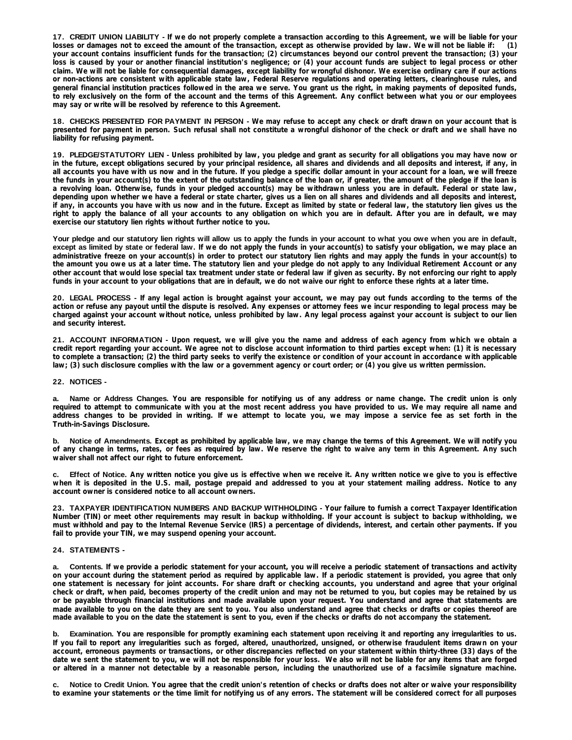**17. CREDIT UNION LIABILITY** - If we do not properly complete a transaction according to this Agreement, we will be liable for your losses or damages not to exceed the amount of the transaction, except as otherwise provided by law. We will not be liable if: (1) your account contains insufficient funds for the transaction; (2) circumstances beyond our control prevent the transaction; (3) your loss is caused by your or another financial institution's negligence; or (4) your account funds are subject to legal process or other claim. We will not be liable for consequential damages, except liability for wrongful dishonor. We exercise ordinary care if our actions or non-actions are consistent with applicable state law, Federal Reserve regulations and operating letters, clearinghouse rules, and general financial institution practices followed in the area we serve. You grant us the right, in making payments of deposited funds, to rely exclusively on the form of the account and the terms of this Agreement. Any conflict between what you or our employees may say or write will be resolved by reference to this Agreement.

**18. CHECKS PRESENTED FOR PAYMENT IN PERSON** - We may refuse to accept any check or draft drawn on your account that is presented for payment in person. Such refusal shall not constitute a wrongful dishonor of the check or draft and we shall have no liability for refusing payment.

**19. PLEDGE/STATUTORY LIEN** - Unless prohibited by law, you pledge and grant as security for all obligations you may have now or in the future, except obligations secured by your principal residence, all shares and dividends and all deposits and interest, if any, in all accounts you have with us now and in the future. If you pledge a specific dollar amount in your account for a loan, we will freeze the funds in your account(s) to the extent of the outstanding balance of the loan or, if greater, the amount of the pledge if the loan is a revolving loan. Otherwise, funds in your pledged account(s) may be withdrawn unless you are in default. Federal or state law, depending upon whether we have a federal or state charter, gives us a lien on all shares and dividends and all deposits and interest, if any, in accounts you have with us now and in the future. Except as limited by state or federal law, the statutory lien gives us the right to apply the balance of all your accounts to any obligation on which you are in default. After you are in default, we may exercise our statutory lien rights without further notice to you.

Your pledge and our statutory lien rights will allow us to apply the funds in your account to what you owe when you are in default, except as limited by state or federal law. If we do not apply the funds in your account(s) to satisfy your obligation, we may place an administrative freeze on your account(s) in order to protect our statutory lien rights and may apply the funds in your account(s) to the amount you owe us at a later time. The statutory lien and your pledge do not apply to any Individual Retirement Account or any other account that would lose special tax treatment under state or federal law if given as security. By not enforcing our right to apply funds in your account to your obligations that are in default, we do not waive our right to enforce these rights at a later time.

**20. LEGAL PROCESS** - If any legal action is brought against your account, we may pay out funds according to the terms of the action or refuse any payout until the dispute is resolved. Any expenses or attorney fees we incur responding to legal process may be charged against your account without notice, unless prohibited by law. Any legal process against your account is subject to our lien and security interest.

**21. ACCOUNT INFORMATION** - Upon request, we will give you the name and address of each agency from which we obtain a credit report regarding your account. We agree not to disclose account information to third parties except when: (1) it is necessary to complete a transaction; (2) the third party seeks to verify the existence or condition of your account in accordance with applicable law; (3) such disclosure complies with the law or a government agency or court order; or (4) you give us written permission.

**22. NOTICES** -

**a. Name or Address Changes.** You are responsible for notifying us of any address or name change. The credit union is only required to attempt to communicate with you at the most recent address you have provided to us. We may require all name and address changes to be provided in writing. If we attempt to locate you, we may impose a service fee as set forth in the Truth-in-Savings Disclosure.

**b. Notice of Amendments.** Except as prohibited by applicable law, we may change the terms of this Agreement. We will notify you of any change in terms, rates, or fees as required by law. We reserve the right to waive any term in this Agreement. Any such waiver shall not affect our right to future enforcement.

**c. Effect of Notice.** Any written notice you give us is effective when we receive it. Any written notice we give to you is effective when it is deposited in the U.S. mail, postage prepaid and addressed to you at your statement mailing address. Notice to any account owner is considered notice to all account owners.

**23. TAXPAYER IDENTIFICATION NUMBERS AND BACKUP WITHHOLDING** - Your failure to furnish a correct Taxpayer Identification Number (TIN) or meet other requirements may result in backup withholding. If your account is subject to backup withholding, we must withhold and pay to the Internal Revenue Service (IRS) a percentage of dividends, interest, and certain other payments. If you fail to provide your TIN, we may suspend opening your account.

**24. STATEMENTS** -

**a. Contents.** If we provide a periodic statement for your account, you will receive a periodic statement of transactions and activity on your account during the statement period as required by applicable law. If a periodic statement is provided, you agree that only one statement is necessary for joint accounts. For share draft or checking accounts, you understand and agree that your original check or draft, when paid, becomes property of the credit union and may not be returned to you, but copies may be retained by us or be payable through financial institutions and made available upon your request. You understand and agree that statements are made available to you on the date they are sent to you. You also understand and agree that checks or drafts or copies thereof are made available to you on the date the statement is sent to you, even if the checks or drafts do not accompany the statement.

**b. Examination.** You are responsible for promptly examining each statement upon receiving it and reporting any irregularities to us. If you fail to report any irregularities such as forged, altered, unauthorized, unsigned, or otherwise fraudulent items drawn on your account, erroneous payments or transactions, or other discrepancies reflected on your statement within thirty-three (33) days of the date we sent the statement to you, we will not be responsible for your loss. We also will not be liable for any items that are forged or altered in a manner not detectable by a reasonable person, including the unauthorized use of a facsimile signature machine.

**c. Notice to Credit Union.** You agree that the credit union's retention of checks or drafts does not alter or waive your responsibility to examine your statements or the time limit for notifying us of any errors. The statement will be considered correct for all purposes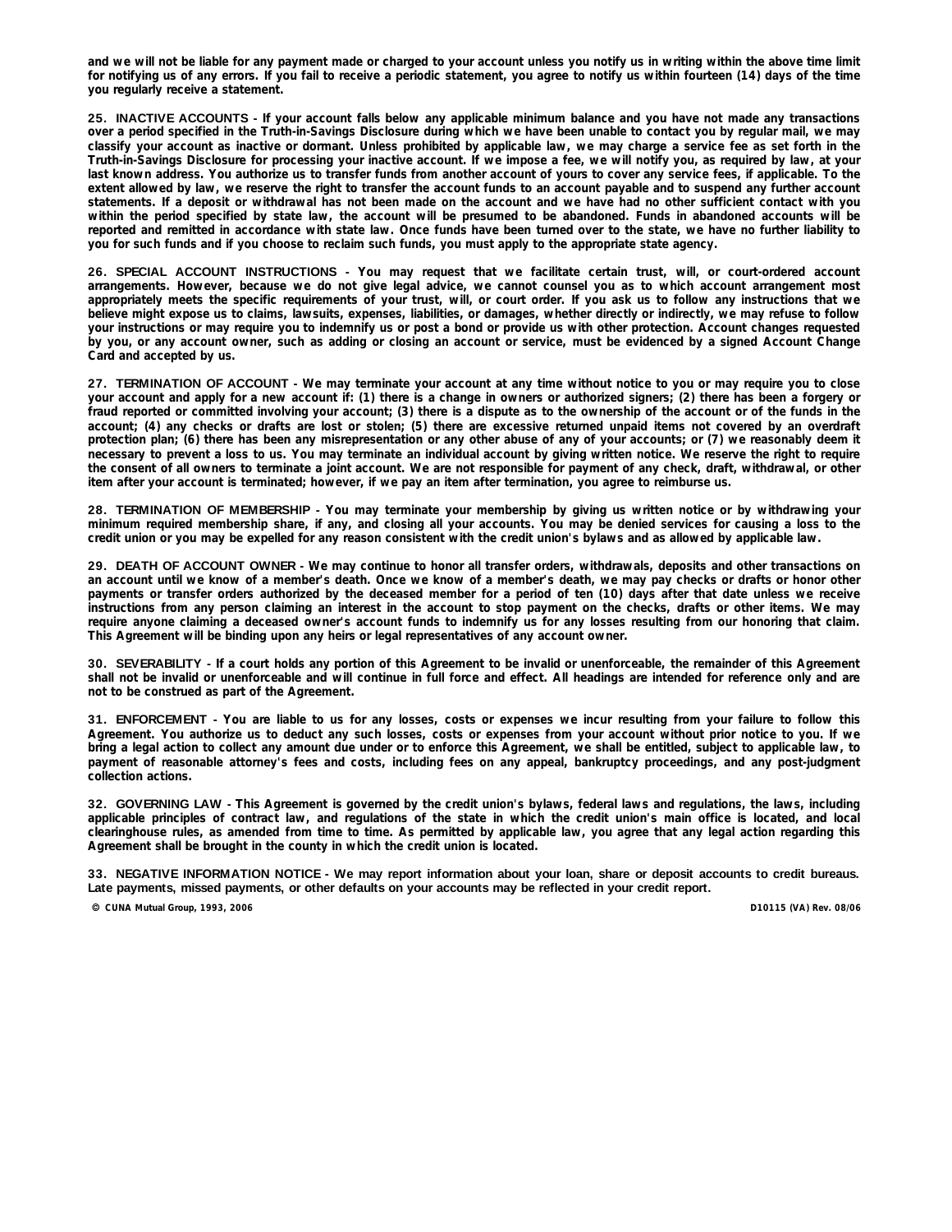**and we will not be liable for any payment made or charged to your account unless you notify us in writing within the above time limit for notifying us of any errors. If you fail to receive a periodic statement, you agree to notify us within fourteen (14) days of the time you regularly receive a statement.**

**25. INACTIVE ACCOUNTS - If your account falls below any applicable minimum balance and you have not made any transactions over a period specified in the Truth-in-Savings Disclosure during which we have been unable to contact you by regular mail, we may classify your account as inactive or dormant. Unless prohibited by applicable law, we may charge a service fee as set forth in the Truth-in-Savings Disclosure for processing your inactive account. If we impose a fee, we will notify you, as required by law, at your last known address. You authorize us to transfer funds from another account of yours to cover any service fees, if applicable. To the extent allowed by law, we reserve the right to transfer the account funds to an account payable and to suspend any further account statements. If a deposit or withdrawal has not been made on the account and we have had no other sufficient contact with you within the period specified by state law, the account will be presumed to be abandoned. Funds in abandoned accounts will be reported and remitted in accordance with state law. Once funds have been turned over to the state, we have no further liability to you for such funds and if you choose to reclaim such funds, you must apply to the appropriate state agency.**

**26. SPECIAL ACCOUNT INSTRUCTIONS - You may request that we facilitate certain trust, will, or court-ordered account arrangements. However, because we do not give legal advice, we cannot counsel you as to which account arrangement most appropriately meets the specific requirements of your trust, will, or court order. If you ask us to follow any instructions that we believe might expose us to claims, lawsuits, expenses, liabilities, or damages, whether directly or indirectly, we may refuse to follow your instructions or may require you to indemnify us or post a bond or provide us with other protection. Account changes requested by you, or any account owner, such as adding or closing an account or service, must be evidenced by a signed Account Change Card and accepted by us.**

**27. TERMINATION OF ACCOUNT - We may terminate your account at any time without notice to you or may require you to close your account and apply for a new account if: (1) there is a change in owners or authorized signers; (2) there has been a forgery or fraud reported or committed involving your account; (3) there is a dispute as to the ownership of the account or of the funds in the account; (4) any checks or drafts are lost or stolen; (5) there are excessive returned unpaid items not covered by an overdraft protection plan; (6) there has been any misrepresentation or any other abuse of any of your accounts; or (7) we reasonably deem it necessary to prevent a loss to us. You may terminate an individual account by giving written notice. We reserve the right to require the consent of all owners to terminate a joint account. We are not responsible for payment of any check, draft, withdrawal, or other item after your account is terminated; however, if we pay an item after termination, you agree to reimburse us.**

**28. TERMINATION OF MEMBERSHIP - You may terminate your membership by giving us written notice or by withdrawing your minimum required membership share, if any, and closing all your accounts. You may be denied services for causing a loss to the credit union or you may be expelled for any reason consistent with the credit union's bylaws and as allowed by applicable law.**

**29. DEATH OF ACCOUNT OWNER - We may continue to honor all transfer orders, withdrawals, deposits and other transactions on an account until we know of a member's death. Once we know of a member's death, we may pay checks or drafts or honor other payments or transfer orders authorized by the deceased member for a period of ten (10) days after that date unless we receive instructions from any person claiming an interest in the account to stop payment on the checks, drafts or other items. We may require anyone claiming a deceased owner's account funds to indemnify us for any losses resulting from our honoring that claim. This Agreement will be binding upon any heirs or legal representatives of any account owner.**

**30. SEVERABILITY - If a court holds any portion of this Agreement to be invalid or unenforceable, the remainder of this Agreement shall not be invalid or unenforceable and will continue in full force and effect. All headings are intended for reference only and are not to be construed as part of the Agreement.**

**31. ENFORCEMENT - You are liable to us for any losses, costs or expenses we incur resulting from your failure to follow this Agreement. You authorize us to deduct any such losses, costs or expenses from your account without prior notice to you. If we bring a legal action to collect any amount due under or to enforce this Agreement, we shall be entitled, subject to applicable law, to payment of reasonable attorney's fees and costs, including fees on any appeal, bankruptcy proceedings, and any post-judgment collection actions.**

**32. GOVERNING LAW - This Agreement is governed by the credit union's bylaws, federal laws and regulations, the laws, including applicable principles of contract law, and regulations of the state in which the credit union's main office is located, and local clearinghouse rules, as amended from time to time. As permitted by applicable law, you agree that any legal action regarding this Agreement shall be brought in the county in which the credit union is located.**

**33. NEGATIVE INFORMATION NOTICE - We may report information about your loan, share or deposit accounts to credit bureaus. Late payments, missed payments, or other defaults on your accounts may be reflected in your credit report.**

© CUNA Mutual Group, 1993, 2006 D10115 (VA) Rev. 08/06